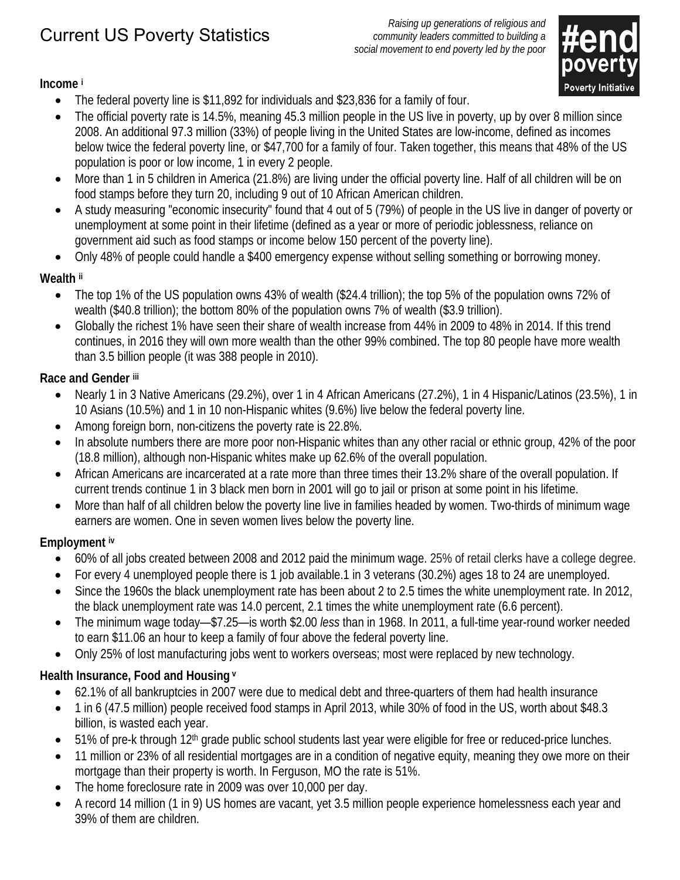# Current US Poverty Statistics

*Raising up generations of religious and community leaders committed to building a social movement to end poverty led by the poor*

#end poverty
Poverty Initiative

**Income** [i]

- The federal poverty line is $11,892 for individuals and $23,836 for a family of four.
- The official poverty rate is 14.5%, meaning 45.3 million people in the US live in poverty, up by over 8 million since 2008. An additional 97.3 million (33%) of people living in the United States are low-income, defined as incomes below twice the federal poverty line, or $47,700 for a family of four. Taken together, this means that 48% of the US population is poor or low income, 1 in every 2 people.
- More than 1 in 5 children in America (21.8%) are living under the official poverty line. Half of all children will be on food stamps before they turn 20, including 9 out of 10 African American children.
- A study measuring "economic insecurity" found that 4 out of 5 (79%) of people in the US live in danger of poverty or unemployment at some point in their lifetime (defined as a year or more of periodic joblessness, reliance on government aid such as food stamps or income below 150 percent of the poverty line).
- Only 48% of people could handle a $400 emergency expense without selling something or borrowing money.

**Wealth** [ii]

- The top 1% of the US population owns 43% of wealth ($24.4 trillion); the top 5% of the population owns 72% of wealth ($40.8 trillion); the bottom 80% of the population owns 7% of wealth ($3.9 trillion).
- Globally the richest 1% have seen their share of wealth increase from 44% in 2009 to 48% in 2014. If this trend continues, in 2016 they will own more wealth than the other 99% combined. The top 80 people have more wealth than 3.5 billion people (it was 388 people in 2010).

**Race and Gender** [iii]

- Nearly 1 in 3 Native Americans (29.2%), over 1 in 4 African Americans (27.2%), 1 in 4 Hispanic/Latinos (23.5%), 1 in 10 Asians (10.5%) and 1 in 10 non-Hispanic whites (9.6%) live below the federal poverty line.
- Among foreign born, non-citizens the poverty rate is 22.8%.
- In absolute numbers there are more poor non-Hispanic whites than any other racial or ethnic group, 42% of the poor (18.8 million), although non-Hispanic whites make up 62.6% of the overall population.
- African Americans are incarcerated at a rate more than three times their 13.2% share of the overall population. If current trends continue 1 in 3 black men born in 2001 will go to jail or prison at some point in his lifetime.
- More than half of all children below the poverty line live in families headed by women. Two-thirds of minimum wage earners are women. One in seven women lives below the poverty line.

**Employment** [iv]

- 60% of all jobs created between 2008 and 2012 paid the minimum wage. 25% of retail clerks have a college degree.
- For every 4 unemployed people there is 1 job available.1 in 3 veterans (30.2%) ages 18 to 24 are unemployed.
- Since the 1960s the black unemployment rate has been about 2 to 2.5 times the white unemployment rate. In 2012, the black unemployment rate was 14.0 percent, 2.1 times the white unemployment rate (6.6 percent).
- The minimum wage today—$7.25—is worth $2.00 *less* than in 1968. In 2011, a full-time year-round worker needed to earn $11.06 an hour to keep a family of four above the federal poverty line.
- Only 25% of lost manufacturing jobs went to workers overseas; most were replaced by new technology.

**Health Insurance, Food and Housing** [v]

- 62.1% of all bankruptcies in 2007 were due to medical debt and three-quarters of them had health insurance
- 1 in 6 (47.5 million) people received food stamps in April 2013, while 30% of food in the US, worth about $48.3 billion, is wasted each year.
- 51% of pre-k through 12th grade public school students last year were eligible for free or reduced-price lunches.
- 11 million or 23% of all residential mortgages are in a condition of negative equity, meaning they owe more on their mortgage than their property is worth. In Ferguson, MO the rate is 51%.
- The home foreclosure rate in 2009 was over 10,000 per day.
- A record 14 million (1 in 9) US homes are vacant, yet 3.5 million people experience homelessness each year and 39% of them are children.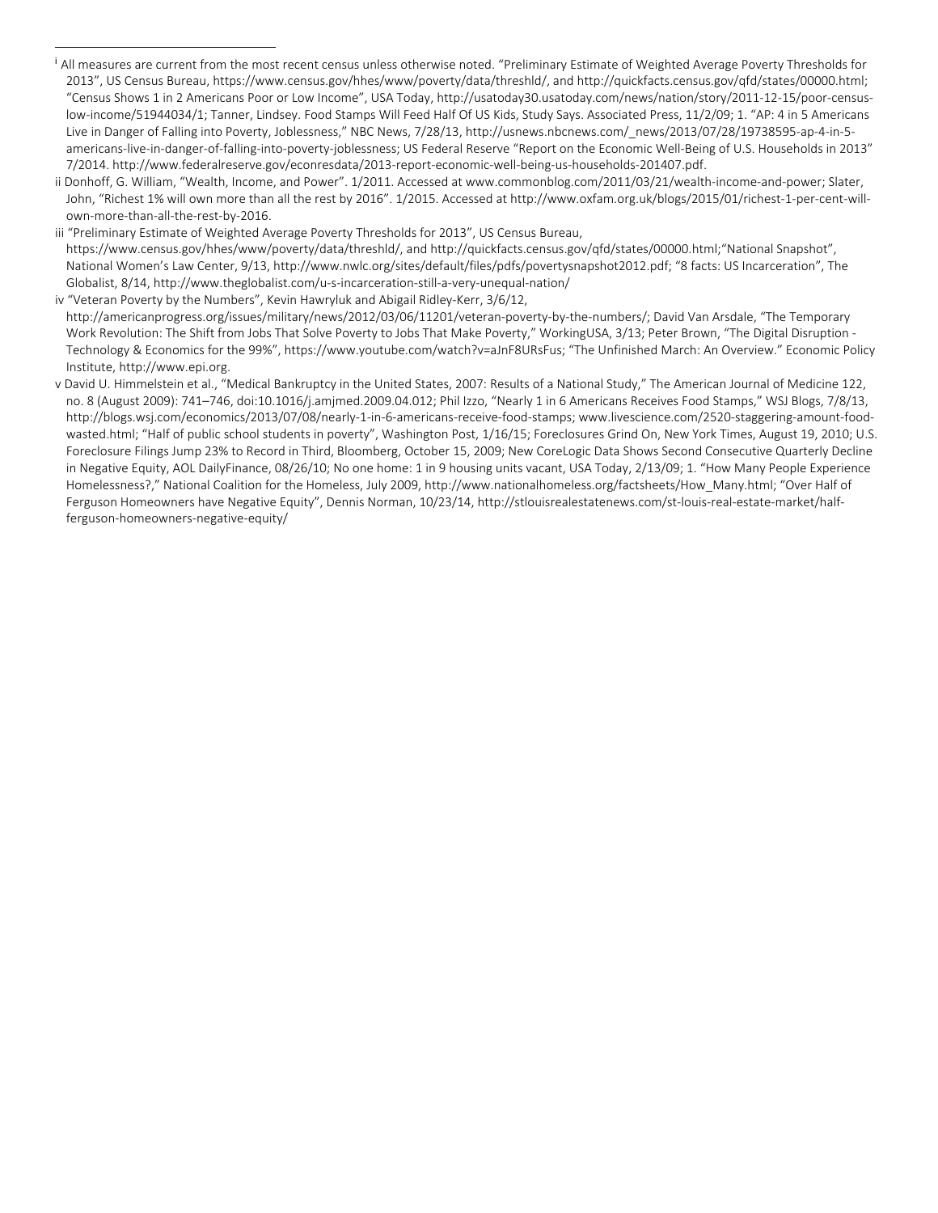[i] All measures are current from the most recent census unless otherwise noted. "Preliminary Estimate of Weighted Average Poverty Thresholds for 2013", US Census Bureau, https://www.census.gov/hhes/www/poverty/data/threshld/, and http://quickfacts.census.gov/qfd/states/00000.html; "Census Shows 1 in 2 Americans Poor or Low Income", USA Today, http://usatoday30.usatoday.com/news/nation/story/2011-12-15/poor-census-low-income/51944034/1; Tanner, Lindsey. Food Stamps Will Feed Half Of US Kids, Study Says. Associated Press, 11/2/09; 1. "AP: 4 in 5 Americans Live in Danger of Falling into Poverty, Joblessness," NBC News, 7/28/13, http://usnews.nbcnews.com/_news/2013/07/28/19738595-ap-4-in-5-americans-live-in-danger-of-falling-into-poverty-joblessness; US Federal Reserve "Report on the Economic Well-Being of U.S. Households in 2013" 7/2014. http://www.federalreserve.gov/econresdata/2013-report-economic-well-being-us-households-201407.pdf.

ii Donhoff, G. William, "Wealth, Income, and Power". 1/2011. Accessed at www.commonblog.com/2011/03/21/wealth-income-and-power; Slater, John, "Richest 1% will own more than all the rest by 2016". 1/2015. Accessed at http://www.oxfam.org.uk/blogs/2015/01/richest-1-per-cent-will-own-more-than-all-the-rest-by-2016.

iii "Preliminary Estimate of Weighted Average Poverty Thresholds for 2013", US Census Bureau, https://www.census.gov/hhes/www/poverty/data/threshld/, and http://quickfacts.census.gov/qfd/states/00000.html;"National Snapshot", National Women's Law Center, 9/13, http://www.nwlc.org/sites/default/files/pdfs/povertysnapshot2012.pdf; "8 facts: US Incarceration", The Globalist, 8/14, http://www.theglobalist.com/u-s-incarceration-still-a-very-unequal-nation/

iv "Veteran Poverty by the Numbers", Kevin Hawryluk and Abigail Ridley-Kerr, 3/6/12, http://americanprogress.org/issues/military/news/2012/03/06/11201/veteran-poverty-by-the-numbers/; David Van Arsdale, "The Temporary Work Revolution: The Shift from Jobs That Solve Poverty to Jobs That Make Poverty," WorkingUSA, 3/13; Peter Brown, "The Digital Disruption - Technology & Economics for the 99%", https://www.youtube.com/watch?v=aJnF8URsFus; "The Unfinished March: An Overview." Economic Policy Institute, http://www.epi.org.

v David U. Himmelstein et al., "Medical Bankruptcy in the United States, 2007: Results of a National Study," The American Journal of Medicine 122, no. 8 (August 2009): 741–746, doi:10.1016/j.amjmed.2009.04.012; Phil Izzo, "Nearly 1 in 6 Americans Receives Food Stamps," WSJ Blogs, 7/8/13, http://blogs.wsj.com/economics/2013/07/08/nearly-1-in-6-americans-receive-food-stamps; www.livescience.com/2520-staggering-amount-food-wasted.html; "Half of public school students in poverty", Washington Post, 1/16/15; Foreclosures Grind On, New York Times, August 19, 2010; U.S. Foreclosure Filings Jump 23% to Record in Third, Bloomberg, October 15, 2009; New CoreLogic Data Shows Second Consecutive Quarterly Decline in Negative Equity, AOL DailyFinance, 08/26/10; No one home: 1 in 9 housing units vacant, USA Today, 2/13/09; 1. "How Many People Experience Homelessness?," National Coalition for the Homeless, July 2009, http://www.nationalhomeless.org/factsheets/How_Many.html; "Over Half of Ferguson Homeowners have Negative Equity", Dennis Norman, 10/23/14, http://stlouisrealestatenews.com/st-louis-real-estate-market/half-ferguson-homeowners-negative-equity/